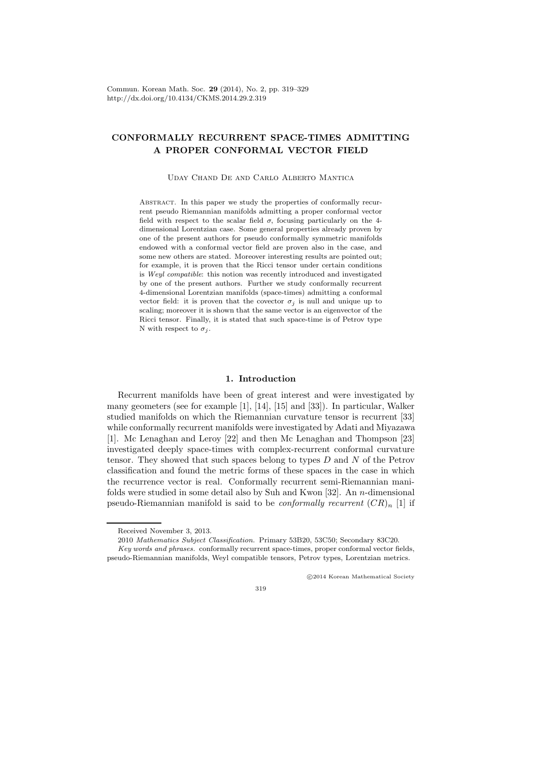# CONFORMALLY RECURRENT SPACE-TIMES ADMITTING A PROPER CONFORMAL VECTOR FIELD

Uday Chand De and Carlo Alberto Mantica

Abstract. In this paper we study the properties of conformally recurrent pseudo Riemannian manifolds admitting a proper conformal vector field with respect to the scalar field $\sigma$, focusing particularly on the 4-dimensional Lorentzian case. Some general properties already proven by one of the present authors for pseudo conformally symmetric manifolds endowed with a conformal vector field are proven also in the case, and some new others are stated. Moreover interesting results are pointed out; for example, it is proven that the Ricci tensor under certain conditions is *Weyl compatible*: this notion was recently introduced and investigated by one of the present authors. Further we study conformally recurrent 4-dimensional Lorentzian manifolds (space-times) admitting a conformal vector field: it is proven that the covector $\sigma_j$ is null and unique up to scaling; moreover it is shown that the same vector is an eigenvector of the Ricci tensor. Finally, it is stated that such space-time is of Petrov type N with respect to $\sigma_j$.

## 1. Introduction

Recurrent manifolds have been of great interest and were investigated by many geometers (see for example [1], [14], [15] and [33]). In particular, Walker studied manifolds on which the Riemannian curvature tensor is recurrent [33] while conformally recurrent manifolds were investigated by Adati and Miyazawa [1]. Mc Lenaghan and Leroy [22] and then Mc Lenaghan and Thompson [23] investigated deeply space-times with complex-recurrent conformal curvature tensor. They showed that such spaces belong to types $D$ and $N$ of the Petrov classification and found the metric forms of these spaces in the case in which the recurrence vector is real. Conformally recurrent semi-Riemannian manifolds were studied in some detail also by Suh and Kwon [32]. An $n$-dimensional pseudo-Riemannian manifold is said to be *conformally recurrent* $(CR)_n$ [1] if

Received November 3, 2013.

2010 *Mathematics Subject Classification.* Primary 53B20, 53C50; Secondary 83C20.

*Key words and phrases.* conformally recurrent space-times, proper conformal vector fields, pseudo-Riemannian manifolds, Weyl compatible tensors, Petrov types, Lorentzian metrics.

©2014 Korean Mathematical Society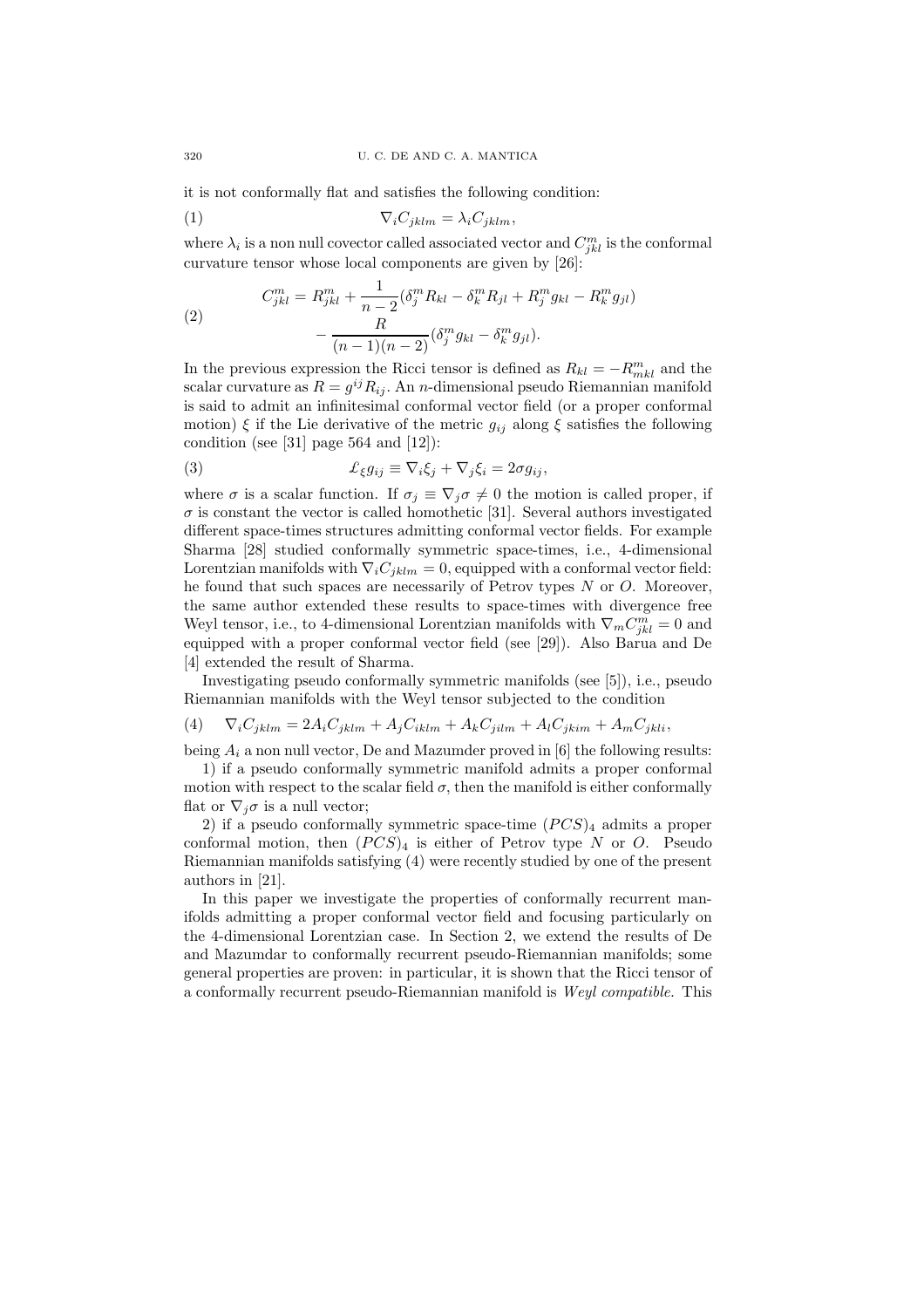it is not conformally flat and satisfies the following condition:

$$\nabla_i C_{jklm} = \lambda_i C_{jklm}, \tag{1}$$

where $\lambda_i$ is a non null covector called associated vector and $C^m_{jkl}$ is the conformal curvature tensor whose local components are given by [26]:

$$\begin{aligned} C^m_{jkl} = R^m_{jkl} &+ \frac{1}{n-2}(\delta^m_j R_{kl} - \delta^m_k R_{jl} + R^m_j g_{kl} - R^m_k g_{jl}) \\ &- \frac{R}{(n-1)(n-2)}(\delta^m_j g_{kl} - \delta^m_k g_{jl}). \end{aligned} \tag{2}$$

In the previous expression the Ricci tensor is defined as $R_{kl} = -R^m_{mkl}$ and the scalar curvature as $R = g^{ij} R_{ij}$. An $n$-dimensional pseudo Riemannian manifold is said to admit an infinitesimal conformal vector field (or a proper conformal motion) $\xi$ if the Lie derivative of the metric $g_{ij}$ along $\xi$ satisfies the following condition (see [31] page 564 and [12]):

$$\pounds_\xi g_{ij} \equiv \nabla_i \xi_j + \nabla_j \xi_i = 2\sigma g_{ij}, \tag{3}$$

where $\sigma$ is a scalar function. If $\sigma_j \equiv \nabla_j \sigma \neq 0$ the motion is called proper, if $\sigma$ is constant the vector is called homothetic [31]. Several authors investigated different space-times structures admitting conformal vector fields. For example Sharma [28] studied conformally symmetric space-times, i.e., 4-dimensional Lorentzian manifolds with $\nabla_i C_{jklm} = 0$, equipped with a conformal vector field: he found that such spaces are necessarily of Petrov types $N$ or $O$. Moreover, the same author extended these results to space-times with divergence free Weyl tensor, i.e., to 4-dimensional Lorentzian manifolds with $\nabla_m C^m_{jkl} = 0$ and equipped with a proper conformal vector field (see [29]). Also Barua and De [4] extended the result of Sharma.

Investigating pseudo conformally symmetric manifolds (see [5]), i.e., pseudo Riemannian manifolds with the Weyl tensor subjected to the condition

$$\nabla_i C_{jklm} = 2A_i C_{jklm} + A_j C_{iklm} + A_k C_{jilm} + A_l C_{jkim} + A_m C_{jkli}, \tag{4}$$

being $A_i$ a non null vector, De and Mazumder proved in [6] the following results:

1) if a pseudo conformally symmetric manifold admits a proper conformal motion with respect to the scalar field $\sigma$, then the manifold is either conformally flat or $\nabla_j \sigma$ is a null vector;

2) if a pseudo conformally symmetric space-time $(PCS)_4$ admits a proper conformal motion, then $(PCS)_4$ is either of Petrov type $N$ or $O$. Pseudo Riemannian manifolds satisfying (4) were recently studied by one of the present authors in [21].

In this paper we investigate the properties of conformally recurrent manifolds admitting a proper conformal vector field and focusing particularly on the 4-dimensional Lorentzian case. In Section 2, we extend the results of De and Mazumdar to conformally recurrent pseudo-Riemannian manifolds; some general properties are proven: in particular, it is shown that the Ricci tensor of a conformally recurrent pseudo-Riemannian manifold is *Weyl compatible.* This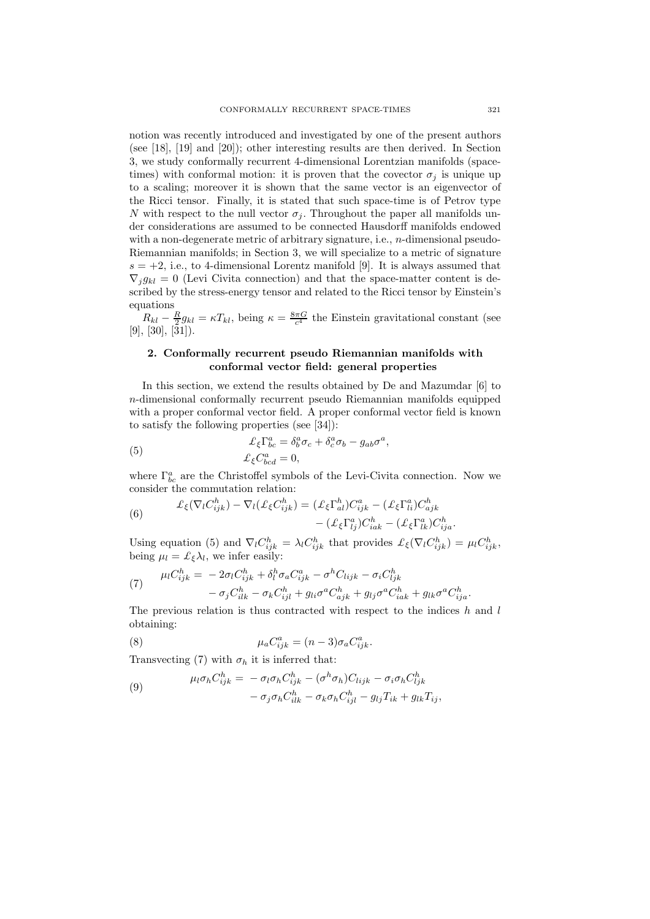notion was recently introduced and investigated by one of the present authors (see [18], [19] and [20]); other interesting results are then derived. In Section 3, we study conformally recurrent 4-dimensional Lorentzian manifolds (space-times) with conformal motion: it is proven that the covector $\sigma_j$ is unique up to a scaling; moreover it is shown that the same vector is an eigenvector of the Ricci tensor. Finally, it is stated that such space-time is of Petrov type $N$ with respect to the null vector $\sigma_j$. Throughout the paper all manifolds under considerations are assumed to be connected Hausdorff manifolds endowed with a non-degenerate metric of arbitrary signature, i.e., $n$-dimensional pseudo-Riemannian manifolds; in Section 3, we will specialize to a metric of signature $s = +2$, i.e., to 4-dimensional Lorentz manifold [9]. It is always assumed that $\nabla_j g_{kl} = 0$ (Levi Civita connection) and that the space-matter content is described by the stress-energy tensor and related to the Ricci tensor by Einstein's equations

$R_{kl} - \frac{R}{2} g_{kl} = \kappa T_{kl}$, being $\kappa = \frac{8\pi G}{c^4}$ the Einstein gravitational constant (see [9], [30], [31]).

## 2. Conformally recurrent pseudo Riemannian manifolds with conformal vector field: general properties

In this section, we extend the results obtained by De and Mazumdar [6] to $n$-dimensional conformally recurrent pseudo Riemannian manifolds equipped with a proper conformal vector field. A proper conformal vector field is known to satisfy the following properties (see [34]):

$$
\begin{aligned}
&\pounds_\xi \Gamma^a_{bc} = \delta^a_b \sigma_c + \delta^a_c \sigma_b - g_{ab}\sigma^a, \\
&\pounds_\xi C^a_{bcd} = 0,
\end{aligned}
\tag{5}
$$

where $\Gamma^a_{bc}$ are the Christoffel symbols of the Levi-Civita connection. Now we consider the commutation relation:

$$
\begin{aligned}
\pounds_\xi(\nabla_l C^h_{ijk}) - \nabla_l(\pounds_\xi C^h_{ijk}) = (\pounds_\xi \Gamma^h_{al}) C^a_{ijk} - (\pounds_\xi \Gamma^a_{li}) C^h_{ajk} \\
- (\pounds_\xi \Gamma^a_{lj}) C^h_{iak} - (\pounds_\xi \Gamma^a_{lk}) C^h_{ija}.
\end{aligned}
\tag{6}
$$

Using equation (5) and $\nabla_l C^h_{ijk} = \lambda_l C^h_{ijk}$ that provides $\pounds_\xi(\nabla_l C^h_{ijk}) = \mu_l C^h_{ijk}$, being $\mu_l = \pounds_\xi \lambda_l$, we infer easily:

$$
\begin{aligned}
\mu_l C^h_{ijk} = & -2\sigma_l C^h_{ijk} + \delta^h_l \sigma_a C^a_{ijk} - \sigma^h C_{lijk} - \sigma_i C^h_{ljk} \\
& - \sigma_j C^h_{ilk} - \sigma_k C^h_{ijl} + g_{li}\sigma^a C^h_{ajk} + g_{lj}\sigma^a C^h_{iak} + g_{lk}\sigma^a C^h_{ija}.
\end{aligned}
\tag{7}
$$

The previous relation is thus contracted with respect to the indices $h$ and $l$ obtaining:

$$
\mu_a C^a_{ijk} = (n-3)\sigma_a C^a_{ijk}.
\tag{8}
$$

Transvecting (7) with $\sigma_h$ it is inferred that:

$$
\begin{aligned}
\mu_l \sigma_h C^h_{ijk} = & -\sigma_l \sigma_h C^h_{ijk} - (\sigma^h \sigma_h) C_{lijk} - \sigma_i \sigma_h C^h_{ljk} \\
& - \sigma_j \sigma_h C^h_{ilk} - \sigma_k \sigma_h C^h_{ijl} - g_{lj} T_{ik} + g_{lk} T_{ij},
\end{aligned}
\tag{9}
$$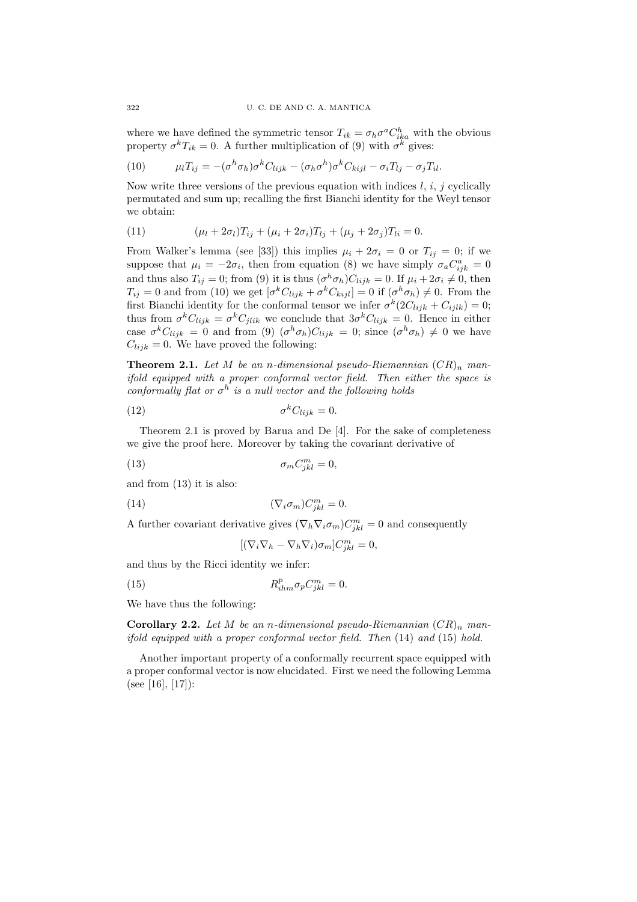where we have defined the symmetric tensor $T_{ik} = \sigma_h \sigma^a C^h_{ika}$ with the obvious property $\sigma^k T_{ik} = 0$. A further multiplication of (9) with $\sigma^k$ gives:

$$\mu_l T_{ij} = -(\sigma^h \sigma_h)\sigma^k C_{lijk} - (\sigma_h \sigma^h)\sigma^k C_{kijl} - \sigma_i T_{lj} - \sigma_j T_{il}. \tag{10}$$

Now write three versions of the previous equation with indices $l$, $i$, $j$ cyclically permutated and sum up; recalling the first Bianchi identity for the Weyl tensor we obtain:

$$(\mu_l + 2\sigma_l)T_{ij} + (\mu_i + 2\sigma_i)T_{lj} + (\mu_j + 2\sigma_j)T_{li} = 0. \tag{11}$$

From Walker's lemma (see [33]) this implies $\mu_i + 2\sigma_i = 0$ or $T_{ij} = 0$; if we suppose that $\mu_i = -2\sigma_i$, then from equation (8) we have simply $\sigma_a C^a_{ijk} = 0$ and thus also $T_{ij} = 0$; from (9) it is thus $(\sigma^h \sigma_h)C_{lijk} = 0$. If $\mu_i + 2\sigma_i \neq 0$, then $T_{ij} = 0$ and from (10) we get $[\sigma^k C_{lijk} + \sigma^k C_{kijl}] = 0$ if $(\sigma^h \sigma_h) \neq 0$. From the first Bianchi identity for the conformal tensor we infer $\sigma^k(2C_{lijk} + C_{ijlk}) = 0$; thus from $\sigma^k C_{lijk} = \sigma^k C_{jlik}$ we conclude that $3\sigma^k C_{lijk} = 0$. Hence in either case $\sigma^k C_{lijk} = 0$ and from (9) $(\sigma^h \sigma_h)C_{lijk} = 0$; since $(\sigma^h \sigma_h) \neq 0$ we have $C_{lijk} = 0$. We have proved the following:

**Theorem 2.1.** *Let $M$ be an $n$-dimensional pseudo-Riemannian $(CR)_n$ manifold equipped with a proper conformal vector field. Then either the space is conformally flat or $\sigma^h$ is a null vector and the following holds*

$$\sigma^k C_{lijk} = 0. \tag{12}$$

Theorem 2.1 is proved by Barua and De [4]. For the sake of completeness we give the proof here. Moreover by taking the covariant derivative of

$$\sigma_m C^m_{jkl} = 0, \tag{13}$$

and from (13) it is also:

$$(\nabla_i \sigma_m)C^m_{jkl} = 0. \tag{14}$$

A further covariant derivative gives $(\nabla_h \nabla_i \sigma_m)C^m_{jkl} = 0$ and consequently

$$[(\nabla_i \nabla_h - \nabla_h \nabla_i)\sigma_m]C^m_{jkl} = 0,$$

and thus by the Ricci identity we infer:

$$R^p_{ihm}\sigma_p C^m_{jkl} = 0. \tag{15}$$

We have thus the following:

**Corollary 2.2.** *Let $M$ be an $n$-dimensional pseudo-Riemannian $(CR)_n$ manifold equipped with a proper conformal vector field. Then* (14) *and* (15) *hold.*

Another important property of a conformally recurrent space equipped with a proper conformal vector is now elucidated. First we need the following Lemma (see [16], [17]):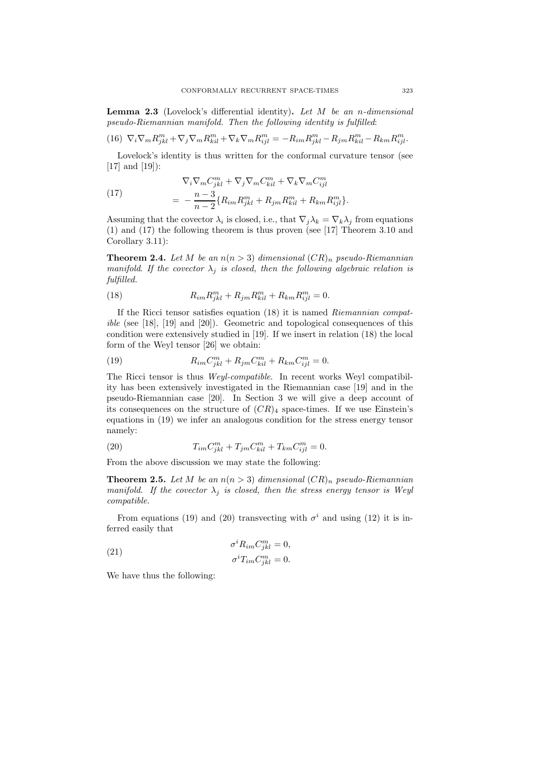**Lemma 2.3** (Lovelock's differential identity)**.** *Let $M$ be an $n$-dimensional pseudo-Riemannian manifold. Then the following identity is fulfilled*:

$$\nabla_i \nabla_m R^m_{jkl} + \nabla_j \nabla_m R^m_{kil} + \nabla_k \nabla_m R^m_{ijl} = -R_{im} R^m_{jkl} - R_{jm} R^m_{kil} - R_{km} R^m_{ijl}. \tag{16}$$

Lovelock's identity is thus written for the conformal curvature tensor (see [17] and [19]):

$$\begin{aligned} &\nabla_i \nabla_m C^m_{jkl} + \nabla_j \nabla_m C^m_{kil} + \nabla_k \nabla_m C^m_{ijl} \\ &= -\frac{n-3}{n-2}\{R_{im} R^m_{jkl} + R_{jm} R^m_{kil} + R_{km} R^m_{ijl}\}. \end{aligned} \tag{17}$$

Assuming that the covector $\lambda_i$ is closed, i.e., that $\nabla_j \lambda_k = \nabla_k \lambda_j$ from equations (1) and (17) the following theorem is thus proven (see [17] Theorem 3.10 and Corollary 3.11):

**Theorem 2.4.** *Let $M$ be an $n(n > 3)$ dimensional $(CR)_n$ pseudo-Riemannian manifold. If the covector $\lambda_j$ is closed, then the following algebraic relation is fulfilled.*

$$R_{im} R^m_{jkl} + R_{jm} R^m_{kil} + R_{km} R^m_{ijl} = 0. \tag{18}$$

If the Ricci tensor satisfies equation (18) it is named *Riemannian compatible* (see [18], [19] and [20]). Geometric and topological consequences of this condition were extensively studied in [19]. If we insert in relation (18) the local form of the Weyl tensor [26] we obtain:

$$R_{im} C^m_{jkl} + R_{jm} C^m_{kil} + R_{km} C^m_{ijl} = 0. \tag{19}$$

The Ricci tensor is thus *Weyl-compatible*. In recent works Weyl compatibility has been extensively investigated in the Riemannian case [19] and in the pseudo-Riemannian case [20]. In Section 3 we will give a deep account of its consequences on the structure of $(CR)_4$ space-times. If we use Einstein's equations in (19) we infer an analogous condition for the stress energy tensor namely:

$$T_{im} C^m_{jkl} + T_{jm} C^m_{kil} + T_{km} C^m_{ijl} = 0. \tag{20}$$

From the above discussion we may state the following:

**Theorem 2.5.** *Let $M$ be an $n(n > 3)$ dimensional $(CR)_n$ pseudo-Riemannian manifold. If the covector $\lambda_j$ is closed, then the stress energy tensor is Weyl compatible.*

From equations (19) and (20) transvecting with $\sigma^i$ and using (12) it is inferred easily that

$$\begin{aligned} &\sigma^i R_{im} C^m_{jkl} = 0, \\ &\sigma^i T_{im} C^m_{jkl} = 0. \end{aligned} \tag{21}$$

We have thus the following: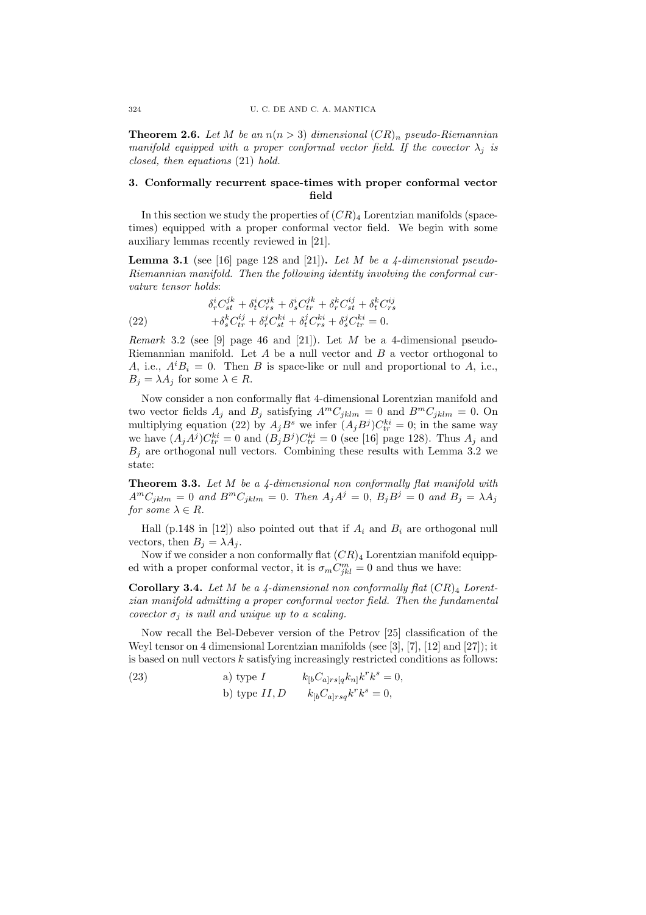**Theorem 2.6.** *Let $M$ be an $n(n > 3)$ dimensional $(CR)_n$ pseudo-Riemannian manifold equipped with a proper conformal vector field. If the covector $\lambda_j$ is closed, then equations* (21) *hold.*

## 3. Conformally recurrent space-times with proper conformal vector field

In this section we study the properties of $(CR)_4$ Lorentzian manifolds (space-times) equipped with a proper conformal vector field. We begin with some auxiliary lemmas recently reviewed in [21].

**Lemma 3.1** (see [16] page 128 and [21])**.** *Let $M$ be a 4-dimensional pseudo-Riemannian manifold. Then the following identity involving the conformal curvature tensor holds*:

$$\begin{aligned}
&\delta^i_r C^{jk}_{st} + \delta^i_t C^{jk}_{rs} + \delta^i_s C^{jk}_{tr} + \delta^k_r C^{ij}_{st} + \delta^k_t C^{ij}_{rs} \\
&+\delta^k_s C^{ij}_{tr} + \delta^j_r C^{ki}_{st} + \delta^j_t C^{ki}_{rs} + \delta^j_s C^{ki}_{tr} = 0.
\end{aligned} \tag{22}$$

*Remark* 3.2 (see [9] page 46 and [21]). Let $M$ be a 4-dimensional pseudo-Riemannian manifold. Let $A$ be a null vector and $B$ a vector orthogonal to $A$, i.e., $A^i B_i = 0$. Then $B$ is space-like or null and proportional to $A$, i.e., $B_j = \lambda A_j$ for some $\lambda \in R$.

Now consider a non conformally flat 4-dimensional Lorentzian manifold and two vector fields $A_j$ and $B_j$ satisfying $A^m C_{jklm} = 0$ and $B^m C_{jklm} = 0$. On multiplying equation (22) by $A_j B^s$ we infer $(A_j B^j) C^{ki}_{tr} = 0$; in the same way we have $(A_j A^j) C^{ki}_{tr} = 0$ and $(B_j B^j) C^{ki}_{tr} = 0$ (see [16] page 128). Thus $A_j$ and $B_j$ are orthogonal null vectors. Combining these results with Lemma 3.2 we state:

**Theorem 3.3.** *Let $M$ be a 4-dimensional non conformally flat manifold with $A^m C_{jklm} = 0$ and $B^m C_{jklm} = 0$. Then $A_j A^j = 0$, $B_j B^j = 0$ and $B_j = \lambda A_j$ for some $\lambda \in R$.*

Hall (p.148 in [12]) also pointed out that if $A_i$ and $B_i$ are orthogonal null vectors, then $B_j = \lambda A_j$.

Now if we consider a non conformally flat $(CR)_4$ Lorentzian manifold equipped with a proper conformal vector, it is $\sigma_m C^m_{jkl} = 0$ and thus we have:

**Corollary 3.4.** *Let $M$ be a 4-dimensional non conformally flat $(CR)_4$ Lorentzian manifold admitting a proper conformal vector field. Then the fundamental covector $\sigma_j$ is null and unique up to a scaling.*

Now recall the Bel-Debever version of the Petrov [25] classification of the Weyl tensor on 4 dimensional Lorentzian manifolds (see [3], [7], [12] and [27]); it is based on null vectors $k$ satisfying increasingly restricted conditions as follows:

$$\begin{aligned}
&\text{a) type } I \qquad k_{[b} C_{a]rs[q} k_{n]} k^r k^s = 0, \\
&\text{b) type } II, D \qquad k_{[b} C_{a]rsq} k^r k^s = 0,
\end{aligned} \tag{23}$$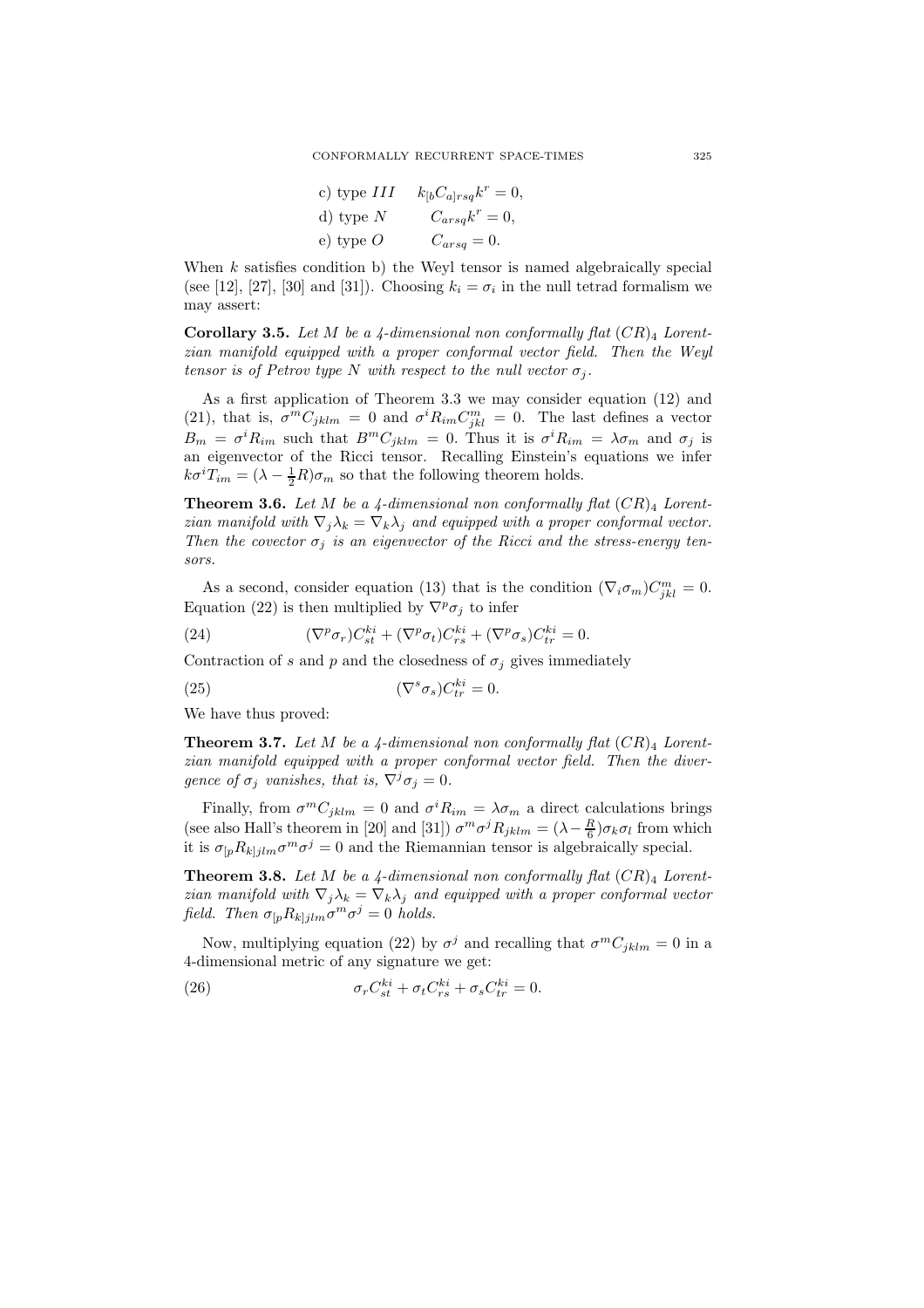c) type $III$ $\quad k_{[b}C_{a]rsq}k^r = 0,$

d) type $N$ $\quad C_{arsq}k^r = 0,$

e) type $O$ $\quad C_{arsq} = 0.$

When $k$ satisfies condition b) the Weyl tensor is named algebraically special (see [12], [27], [30] and [31]). Choosing $k_i = \sigma_i$ in the null tetrad formalism we may assert:

**Corollary 3.5.** *Let $M$ be a 4-dimensional non conformally flat $(CR)_4$ Lorentzian manifold equipped with a proper conformal vector field. Then the Weyl tensor is of Petrov type $N$ with respect to the null vector $\sigma_j$.*

As a first application of Theorem 3.3 we may consider equation (12) and (21), that is, $\sigma^m C_{jklm} = 0$ and $\sigma^i R_{im} C^m_{jkl} = 0$. The last defines a vector $B_m = \sigma^i R_{im}$ such that $B^m C_{jklm} = 0$. Thus it is $\sigma^i R_{im} = \lambda \sigma_m$ and $\sigma_j$ is an eigenvector of the Ricci tensor. Recalling Einstein's equations we infer $k\sigma^i T_{im} = (\lambda - \frac{1}{2}R)\sigma_m$ so that the following theorem holds.

**Theorem 3.6.** *Let $M$ be a 4-dimensional non conformally flat $(CR)_4$ Lorentzian manifold with $\nabla_j \lambda_k = \nabla_k \lambda_j$ and equipped with a proper conformal vector. Then the covector $\sigma_j$ is an eigenvector of the Ricci and the stress-energy tensors.*

As a second, consider equation (13) that is the condition $(\nabla_i \sigma_m) C^m_{jkl} = 0$. Equation (22) is then multiplied by $\nabla^p \sigma_j$ to infer

$$(\nabla^p \sigma_r) C^{ki}_{st} + (\nabla^p \sigma_t) C^{ki}_{rs} + (\nabla^p \sigma_s) C^{ki}_{tr} = 0. \tag{24}$$

Contraction of $s$ and $p$ and the closedness of $\sigma_j$ gives immediately

$$(\nabla^s \sigma_s) C^{ki}_{tr} = 0. \tag{25}$$

We have thus proved:

**Theorem 3.7.** *Let $M$ be a 4-dimensional non conformally flat $(CR)_4$ Lorentzian manifold equipped with a proper conformal vector field. Then the divergence of $\sigma_j$ vanishes, that is, $\nabla^j \sigma_j = 0$.*

Finally, from $\sigma^m C_{jklm} = 0$ and $\sigma^i R_{im} = \lambda \sigma_m$ a direct calculations brings (see also Hall's theorem in [20] and [31]) $\sigma^m \sigma^j R_{jklm} = (\lambda - \frac{R}{6})\sigma_k \sigma_l$ from which it is $\sigma_{[p} R_{k]jlm} \sigma^m \sigma^j = 0$ and the Riemannian tensor is algebraically special.

**Theorem 3.8.** *Let $M$ be a 4-dimensional non conformally flat $(CR)_4$ Lorentzian manifold with $\nabla_j \lambda_k = \nabla_k \lambda_j$ and equipped with a proper conformal vector field. Then $\sigma_{[p} R_{k]jlm} \sigma^m \sigma^j = 0$ holds.*

Now, multiplying equation (22) by $\sigma^j$ and recalling that $\sigma^m C_{jklm} = 0$ in a 4-dimensional metric of any signature we get:

$$\sigma_r C^{ki}_{st} + \sigma_t C^{ki}_{rs} + \sigma_s C^{ki}_{tr} = 0. \tag{26}$$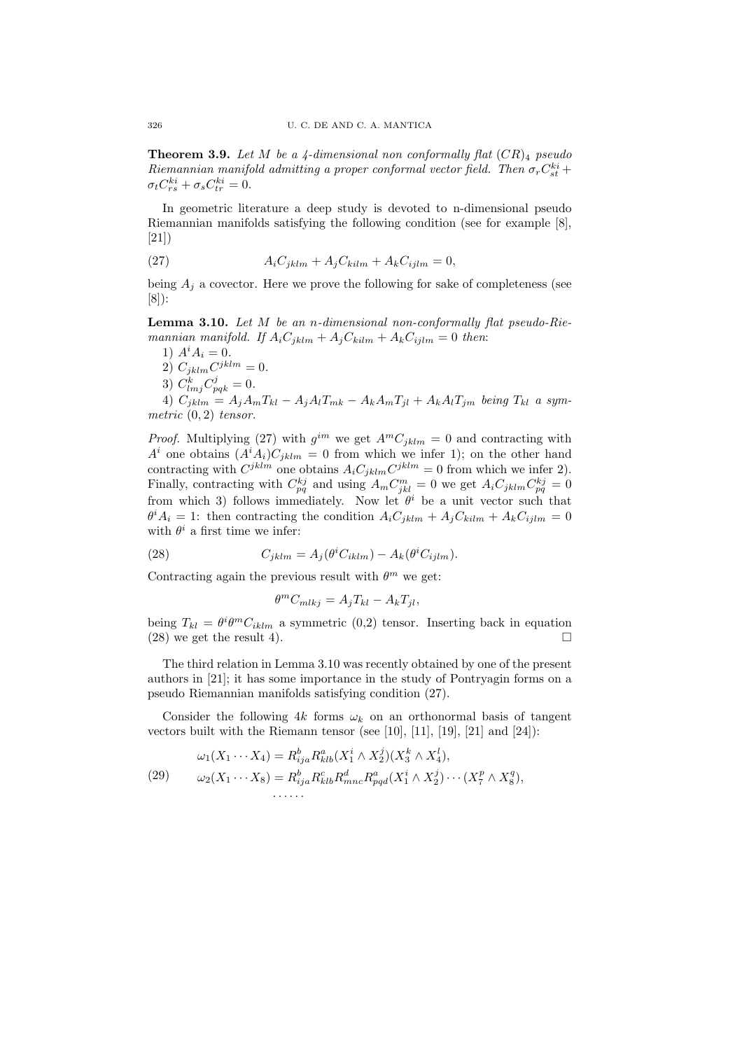**Theorem 3.9.** *Let $M$ be a 4-dimensional non conformally flat $(CR)_4$ pseudo Riemannian manifold admitting a proper conformal vector field. Then $\sigma_r C^{ki}_{st} + \sigma_t C^{ki}_{rs} + \sigma_s C^{ki}_{tr} = 0$.*

In geometric literature a deep study is devoted to n-dimensional pseudo Riemannian manifolds satisfying the following condition (see for example [8], [21])

$$A_i C_{jklm} + A_j C_{kilm} + A_k C_{ijlm} = 0, \tag{27}$$

being $A_j$ a covector. Here we prove the following for sake of completeness (see [8]):

**Lemma 3.10.** *Let $M$ be an n-dimensional non-conformally flat pseudo-Riemannian manifold. If $A_i C_{jklm} + A_j C_{kilm} + A_k C_{ijlm} = 0$ then*:

1) $A^i A_i = 0$.

2) $C_{jklm} C^{jklm} = 0$.

3) $C^k_{lmj} C^j_{pqk} = 0$.

4) $C_{jklm} = A_j A_m T_{kl} - A_j A_l T_{mk} - A_k A_m T_{jl} + A_k A_l T_{jm}$ *being $T_{kl}$ a symmetric $(0, 2)$ tensor.*

*Proof.* Multiplying (27) with $g^{im}$ we get $A^m C_{jklm} = 0$ and contracting with $A^i$ one obtains $(A^i A_i) C_{jklm} = 0$ from which we infer 1); on the other hand contracting with $C^{jklm}$ one obtains $A_i C_{jklm} C^{jklm} = 0$ from which we infer 2). Finally, contracting with $C^{kj}_{pq}$ and using $A_m C^m_{jkl} = 0$ we get $A_i C_{jklm} C^{kj}_{pq} = 0$ from which 3) follows immediately. Now let $\theta^i$ be a unit vector such that $\theta^i A_i = 1$: then contracting the condition $A_i C_{jklm} + A_j C_{kilm} + A_k C_{ijlm} = 0$ with $\theta^i$ a first time we infer:

$$C_{jklm} = A_j(\theta^i C_{iklm}) - A_k(\theta^i C_{ijlm}). \tag{28}$$

Contracting again the previous result with $\theta^m$ we get:

$$\theta^m C_{mlkj} = A_j T_{kl} - A_k T_{jl},$$

being $T_{kl} = \theta^i \theta^m C_{iklm}$ a symmetric (0,2) tensor. Inserting back in equation (28) we get the result 4). $\square$

The third relation in Lemma 3.10 was recently obtained by one of the present authors in [21]; it has some importance in the study of Pontryagin forms on a pseudo Riemannian manifolds satisfying condition (27).

Consider the following $4k$ forms $\omega_k$ on an orthonormal basis of tangent vectors built with the Riemann tensor (see [10], [11], [19], [21] and [24]):

$$\begin{aligned}
&\omega_1(X_1 \cdots X_4) = R^b_{ija} R^a_{klb} (X^i_1 \wedge X^j_2)(X^k_3 \wedge X^l_4), \\
&\omega_2(X_1 \cdots X_8) = R^b_{ija} R^c_{klb} R^d_{mnc} R^a_{pqd} (X^i_1 \wedge X^j_2) \cdots (X^p_7 \wedge X^q_8), \\
&\cdots\cdots
\end{aligned} \tag{29}$$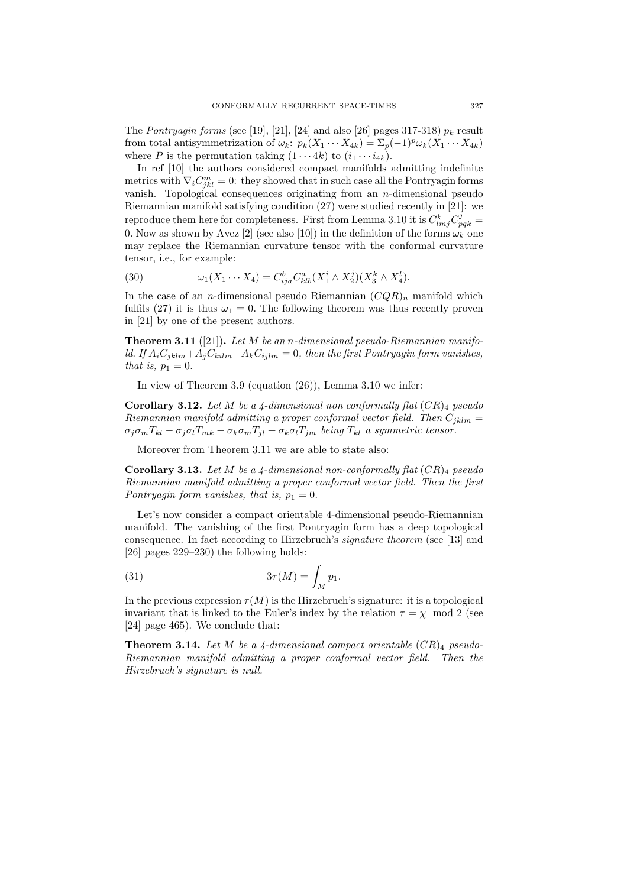The *Pontryagin forms* (see [19], [21], [24] and also [26] pages 317-318) $p_k$ result from total antisymmetrization of $\omega_k$: $p_k(X_1 \cdots X_{4k}) = \Sigma_p (-1)^p \omega_k(X_1 \cdots X_{4k})$ where $P$ is the permutation taking $(1 \cdots 4k)$ to $(i_1 \cdots i_{4k})$.

In ref [10] the authors considered compact manifolds admitting indefinite metrics with $\nabla_i C^m_{jkl} = 0$: they showed that in such case all the Pontryagin forms vanish. Topological consequences originating from an $n$-dimensional pseudo Riemannian manifold satisfying condition (27) were studied recently in [21]: we reproduce them here for completeness. First from Lemma 3.10 it is $C^k_{lmj} C^j_{pqk} = 0$. Now as shown by Avez [2] (see also [10]) in the definition of the forms $\omega_k$ one may replace the Riemannian curvature tensor with the conformal curvature tensor, i.e., for example:

$$\omega_1(X_1 \cdots X_4) = C^b_{ija} C^a_{klb} (X^i_1 \wedge X^j_2)(X^k_3 \wedge X^l_4). \tag{30}$$

In the case of an $n$-dimensional pseudo Riemannian $(CQR)_n$ manifold which fulfils (27) it is thus $\omega_1 = 0$. The following theorem was thus recently proven in [21] by one of the present authors.

**Theorem 3.11** ([21]). *Let $M$ be an $n$-dimensional pseudo-Riemannian manifold. If $A_i C_{jklm} + A_j C_{kilm} + A_k C_{ijlm} = 0$, then the first Pontryagin form vanishes, that is, $p_1 = 0$.*

In view of Theorem 3.9 (equation (26)), Lemma 3.10 we infer:

**Corollary 3.12.** *Let $M$ be a 4-dimensional non conformally flat $(CR)_4$ pseudo Riemannian manifold admitting a proper conformal vector field. Then $C_{jklm} = \sigma_j \sigma_m T_{kl} - \sigma_j \sigma_l T_{mk} - \sigma_k \sigma_m T_{jl} + \sigma_k \sigma_l T_{jm}$ being $T_{kl}$ a symmetric tensor.*

Moreover from Theorem 3.11 we are able to state also:

**Corollary 3.13.** *Let $M$ be a 4-dimensional non-conformally flat $(CR)_4$ pseudo Riemannian manifold admitting a proper conformal vector field. Then the first Pontryagin form vanishes, that is, $p_1 = 0$.*

Let's now consider a compact orientable 4-dimensional pseudo-Riemannian manifold. The vanishing of the first Pontryagin form has a deep topological consequence. In fact according to Hirzebruch's *signature theorem* (see [13] and [26] pages 229–230) the following holds:

$$3\tau(M) = \int_M p_1. \tag{31}$$

In the previous expression $\tau(M)$ is the Hirzebruch's signature: it is a topological invariant that is linked to the Euler's index by the relation $\tau = \chi \mod 2$ (see [24] page 465). We conclude that:

**Theorem 3.14.** *Let $M$ be a 4-dimensional compact orientable $(CR)_4$ pseudo-Riemannian manifold admitting a proper conformal vector field. Then the Hirzebruch's signature is null.*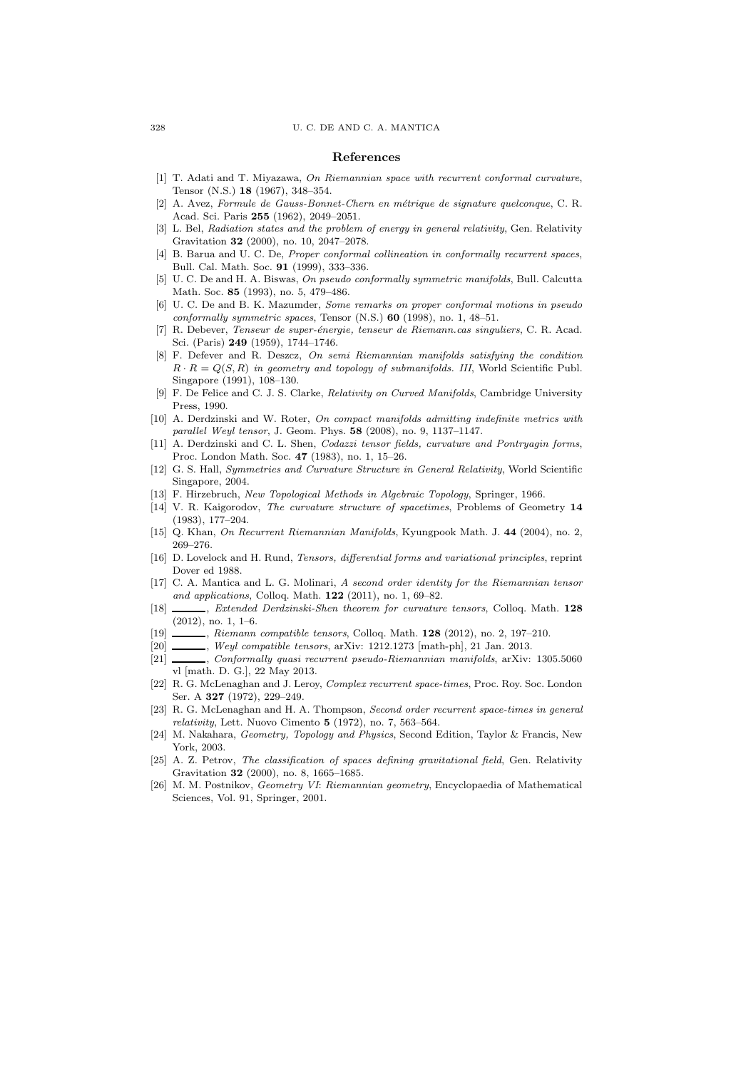## References

[1] T. Adati and T. Miyazawa, *On Riemannian space with recurrent conformal curvature*, Tensor (N.S.) **18** (1967), 348–354.

[2] A. Avez, *Formule de Gauss-Bonnet-Chern en métrique de signature quelconque*, C. R. Acad. Sci. Paris **255** (1962), 2049–2051.

[3] L. Bel, *Radiation states and the problem of energy in general relativity*, Gen. Relativity Gravitation **32** (2000), no. 10, 2047–2078.

[4] B. Barua and U. C. De, *Proper conformal collineation in conformally recurrent spaces*, Bull. Cal. Math. Soc. **91** (1999), 333–336.

[5] U. C. De and H. A. Biswas, *On pseudo conformally symmetric manifolds*, Bull. Calcutta Math. Soc. **85** (1993), no. 5, 479–486.

[6] U. C. De and B. K. Mazumder, *Some remarks on proper conformal motions in pseudo conformally symmetric spaces*, Tensor (N.S.) **60** (1998), no. 1, 48–51.

[7] R. Debever, *Tenseur de super-énergie, tenseur de Riemann.cas singuliers*, C. R. Acad. Sci. (Paris) **249** (1959), 1744–1746.

[8] F. Defever and R. Deszcz, *On semi Riemannian manifolds satisfying the condition $R \cdot R = Q(S, R)$ in geometry and topology of submanifolds. III*, World Scientific Publ. Singapore (1991), 108–130.

[9] F. De Felice and C. J. S. Clarke, *Relativity on Curved Manifolds*, Cambridge University Press, 1990.

[10] A. Derdzinski and W. Roter, *On compact manifolds admitting indefinite metrics with parallel Weyl tensor*, J. Geom. Phys. **58** (2008), no. 9, 1137–1147.

[11] A. Derdzinski and C. L. Shen, *Codazzi tensor fields, curvature and Pontryagin forms*, Proc. London Math. Soc. **47** (1983), no. 1, 15–26.

[12] G. S. Hall, *Symmetries and Curvature Structure in General Relativity*, World Scientific Singapore, 2004.

[13] F. Hirzebruch, *New Topological Methods in Algebraic Topology*, Springer, 1966.

[14] V. R. Kaigorodov, *The curvature structure of spacetimes*, Problems of Geometry **14** (1983), 177–204.

[15] Q. Khan, *On Recurrent Riemannian Manifolds*, Kyungpook Math. J. **44** (2004), no. 2, 269–276.

[16] D. Lovelock and H. Rund, *Tensors, differential forms and variational principles*, reprint Dover ed 1988.

[17] C. A. Mantica and L. G. Molinari, *A second order identity for the Riemannian tensor and applications*, Colloq. Math. **122** (2011), no. 1, 69–82.

[18] ______, *Extended Derdzinski-Shen theorem for curvature tensors*, Colloq. Math. **128** (2012), no. 1, 1–6.

[19] ______, *Riemann compatible tensors*, Colloq. Math. **128** (2012), no. 2, 197–210.

[20] ______, *Weyl compatible tensors*, arXiv: 1212.1273 [math-ph], 21 Jan. 2013.

[21] ______, *Conformally quasi recurrent pseudo-Riemannian manifolds*, arXiv: 1305.5060 vl [math. D. G.], 22 May 2013.

[22] R. G. McLenaghan and J. Leroy, *Complex recurrent space-times*, Proc. Roy. Soc. London Ser. A **327** (1972), 229–249.

[23] R. G. McLenaghan and H. A. Thompson, *Second order recurrent space-times in general relativity*, Lett. Nuovo Cimento **5** (1972), no. 7, 563–564.

[24] M. Nakahara, *Geometry, Topology and Physics*, Second Edition, Taylor & Francis, New York, 2003.

[25] A. Z. Petrov, *The classification of spaces defining gravitational field*, Gen. Relativity Gravitation **32** (2000), no. 8, 1665–1685.

[26] M. M. Postnikov, *Geometry VI: Riemannian geometry*, Encyclopaedia of Mathematical Sciences, Vol. 91, Springer, 2001.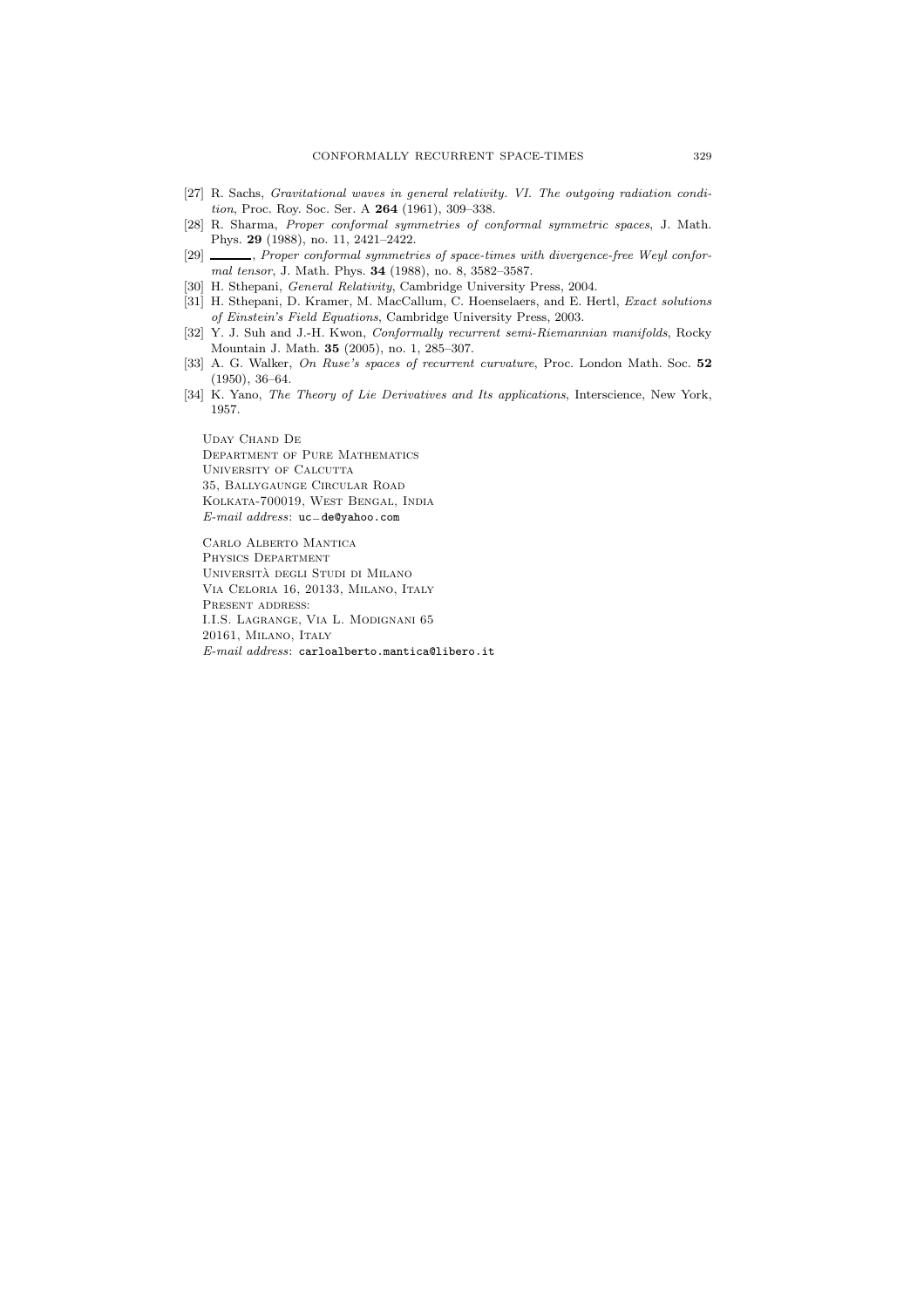[27] R. Sachs, *Gravitational waves in general relativity. VI. The outgoing radiation condition*, Proc. Roy. Soc. Ser. A **264** (1961), 309–338.

[28] R. Sharma, *Proper conformal symmetries of conformal symmetric spaces*, J. Math. Phys. **29** (1988), no. 11, 2421–2422.

[29] ______, *Proper conformal symmetries of space-times with divergence-free Weyl conformal tensor*, J. Math. Phys. **34** (1988), no. 8, 3582–3587.

[30] H. Sthepani, *General Relativity*, Cambridge University Press, 2004.

[31] H. Sthepani, D. Kramer, M. MacCallum, C. Hoenselaers, and E. Hertl, *Exact solutions of Einstein's Field Equations*, Cambridge University Press, 2003.

[32] Y. J. Suh and J.-H. Kwon, *Conformally recurrent semi-Riemannian manifolds*, Rocky Mountain J. Math. **35** (2005), no. 1, 285–307.

[33] A. G. Walker, *On Ruse's spaces of recurrent curvature*, Proc. London Math. Soc. **52** (1950), 36–64.

[34] K. Yano, *The Theory of Lie Derivatives and Its applications*, Interscience, New York, 1957.

Uday Chand De
Department of Pure Mathematics
University of Calcutta
35, Ballygaunge Circular Road
Kolkata-700019, West Bengal, India
*E-mail address*: uc_de@yahoo.com

Carlo Alberto Mantica
Physics Department
Università degli Studi di Milano
Via Celoria 16, 20133, Milano, Italy
Present address:
I.I.S. Lagrange, Via L. Modignani 65
20161, Milano, Italy
*E-mail address*: carloalberto.mantica@libero.it